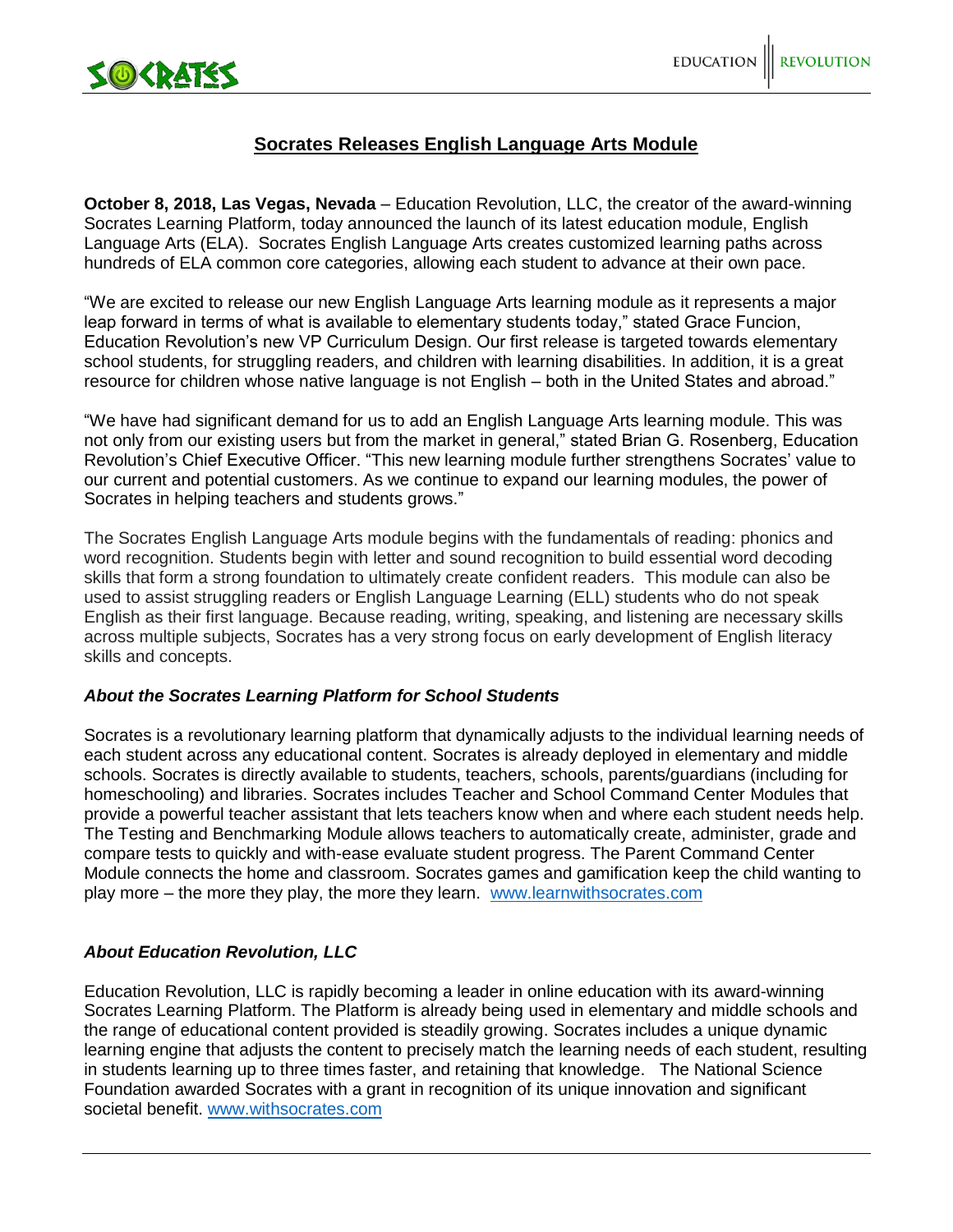# Socrates Releases English Language Arts Module

**October 8, 2018, Las Vegas, Nevada** – Education Revolution, LLC, the creator of the award-winning Socrates Learning Platform, today announced the launch of its latest education module, English Language Arts (ELA). Socrates English Language Arts creates customized learning paths across hundreds of ELA common core categories, allowing each student to advance at their own pace.

"We are excited to release our new English Language Arts learning module as it represents a major leap forward in terms of what is available to elementary students today," stated Grace Funcion, Education Revolution's new VP Curriculum Design. Our first release is targeted towards elementary school students, for struggling readers, and children with learning disabilities. In addition, it is a great resource for children whose native language is not English – both in the United States and abroad."

"We have had significant demand for us to add an English Language Arts learning module. This was not only from our existing users but from the market in general," stated Brian G. Rosenberg, Education Revolution's Chief Executive Officer. "This new learning module further strengthens Socrates' value to our current and potential customers. As we continue to expand our learning modules, the power of Socrates in helping teachers and students grows."

The Socrates English Language Arts module begins with the fundamentals of reading: phonics and word recognition. Students begin with letter and sound recognition to build essential word decoding skills that form a strong foundation to ultimately create confident readers. This module can also be used to assist struggling readers or English Language Learning (ELL) students who do not speak English as their first language. Because reading, writing, speaking, and listening are necessary skills across multiple subjects, Socrates has a very strong focus on early development of English literacy skills and concepts.

### *About the Socrates Learning Platform for School Students*

Socrates is a revolutionary learning platform that dynamically adjusts to the individual learning needs of each student across any educational content. Socrates is already deployed in elementary and middle schools. Socrates is directly available to students, teachers, schools, parents/guardians (including for homeschooling) and libraries. Socrates includes Teacher and School Command Center Modules that provide a powerful teacher assistant that lets teachers know when and where each student needs help. The Testing and Benchmarking Module allows teachers to automatically create, administer, grade and compare tests to quickly and with-ease evaluate student progress. The Parent Command Center Module connects the home and classroom. Socrates games and gamification keep the child wanting to play more – the more they play, the more they learn. [www.learnwithsocrates.com](http://www.learnwithsocrates.com)

### *About Education Revolution, LLC*

Education Revolution, LLC is rapidly becoming a leader in online education with its award-winning Socrates Learning Platform. The Platform is already being used in elementary and middle schools and the range of educational content provided is steadily growing. Socrates includes a unique dynamic learning engine that adjusts the content to precisely match the learning needs of each student, resulting in students learning up to three times faster, and retaining that knowledge. The National Science Foundation awarded Socrates with a grant in recognition of its unique innovation and significant societal benefit. [www.withsocrates.com](http://www.withsocrates.com)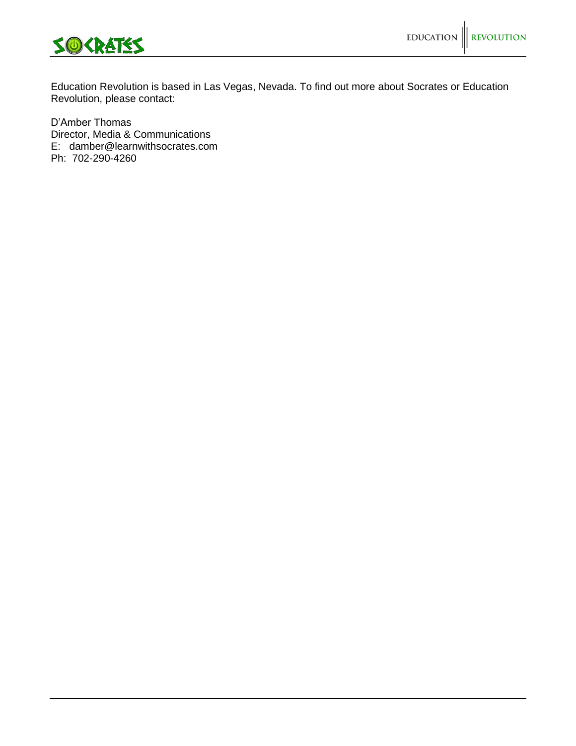Education Revolution is based in Las Vegas, Nevada. To find out more about Socrates or Education Revolution, please contact:

D'Amber Thomas  
Director, Media & Communications  
E: damber@learnwithsocrates.com  
Ph: 702-290-4260